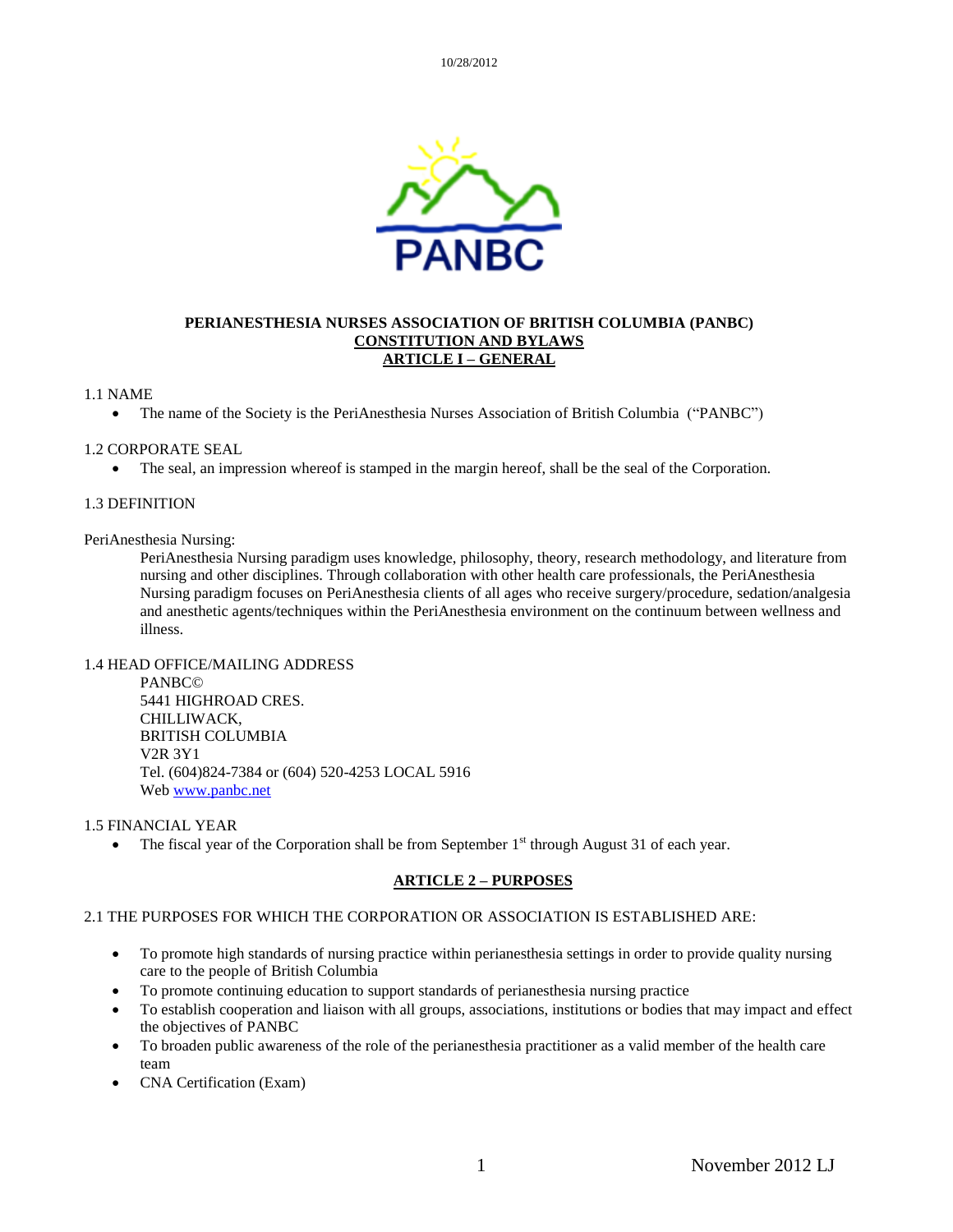# PERIANESTHESIA NURSES ASSOCIATION OF BRITISH COLUMBIA (PANBC)

## CONSTITUTION AND BYLAWS

## ARTICLE I – GENERAL

1.1 NAME

- The name of the Society is the PeriAnesthesia Nurses Association of British Columbia ("PANBC")

1.2 CORPORATE SEAL

- The seal, an impression whereof is stamped in the margin hereof, shall be the seal of the Corporation.

1.3 DEFINITION

PeriAnesthesia Nursing:

PeriAnesthesia Nursing paradigm uses knowledge, philosophy, theory, research methodology, and literature from nursing and other disciplines. Through collaboration with other health care professionals, the PeriAnesthesia Nursing paradigm focuses on PeriAnesthesia clients of all ages who receive surgery/procedure, sedation/analgesia and anesthetic agents/techniques within the PeriAnesthesia environment on the continuum between wellness and illness.

1.4 HEAD OFFICE/MAILING ADDRESS

PANBC©
5441 HIGHROAD CRES.
CHILLIWACK,
BRITISH COLUMBIA
V2R 3Y1
Tel. (604)824-7384 or (604) 520-4253 LOCAL 5916
Web www.panbc.net

1.5 FINANCIAL YEAR

- The fiscal year of the Corporation shall be from September 1st through August 31 of each year.

## ARTICLE 2 – PURPOSES

2.1 THE PURPOSES FOR WHICH THE CORPORATION OR ASSOCIATION IS ESTABLISHED ARE:

- To promote high standards of nursing practice within perianesthesia settings in order to provide quality nursing care to the people of British Columbia
- To promote continuing education to support standards of perianesthesia nursing practice
- To establish cooperation and liaison with all groups, associations, institutions or bodies that may impact and effect the objectives of PANBC
- To broaden public awareness of the role of the perianesthesia practitioner as a valid member of the health care team
- CNA Certification (Exam)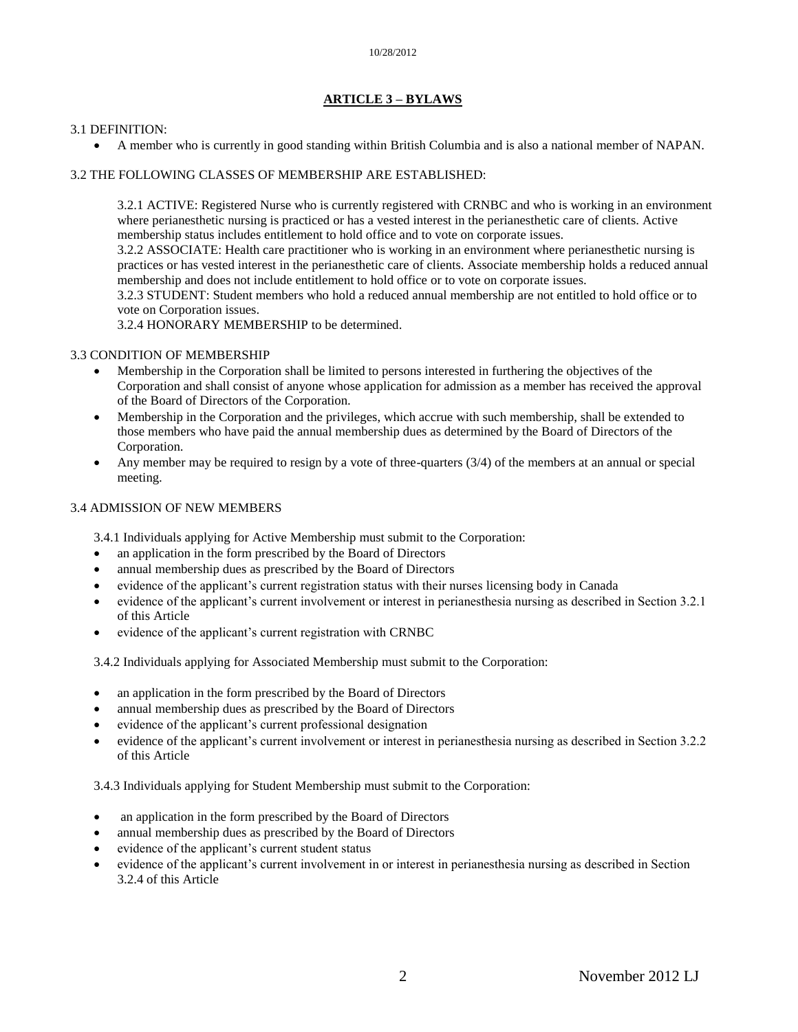## ARTICLE 3 – BYLAWS

3.1 DEFINITION:

- A member who is currently in good standing within British Columbia and is also a national member of NAPAN.

3.2 THE FOLLOWING CLASSES OF MEMBERSHIP ARE ESTABLISHED:

3.2.1 ACTIVE: Registered Nurse who is currently registered with CRNBC and who is working in an environment where perianesthetic nursing is practiced or has a vested interest in the perianesthetic care of clients. Active membership status includes entitlement to hold office and to vote on corporate issues.
3.2.2 ASSOCIATE: Health care practitioner who is working in an environment where perianesthetic nursing is practices or has vested interest in the perianesthetic care of clients. Associate membership holds a reduced annual membership and does not include entitlement to hold office or to vote on corporate issues.
3.2.3 STUDENT: Student members who hold a reduced annual membership are not entitled to hold office or to vote on Corporation issues.
3.2.4 HONORARY MEMBERSHIP to be determined.

3.3 CONDITION OF MEMBERSHIP

- Membership in the Corporation shall be limited to persons interested in furthering the objectives of the Corporation and shall consist of anyone whose application for admission as a member has received the approval of the Board of Directors of the Corporation.
- Membership in the Corporation and the privileges, which accrue with such membership, shall be extended to those members who have paid the annual membership dues as determined by the Board of Directors of the Corporation.
- Any member may be required to resign by a vote of three-quarters (3/4) of the members at an annual or special meeting.

3.4 ADMISSION OF NEW MEMBERS

3.4.1 Individuals applying for Active Membership must submit to the Corporation:

- an application in the form prescribed by the Board of Directors
- annual membership dues as prescribed by the Board of Directors
- evidence of the applicant's current registration status with their nurses licensing body in Canada
- evidence of the applicant's current involvement or interest in perianesthesia nursing as described in Section 3.2.1 of this Article
- evidence of the applicant's current registration with CRNBC

3.4.2 Individuals applying for Associated Membership must submit to the Corporation:

- an application in the form prescribed by the Board of Directors
- annual membership dues as prescribed by the Board of Directors
- evidence of the applicant's current professional designation
- evidence of the applicant's current involvement or interest in perianesthesia nursing as described in Section 3.2.2 of this Article

3.4.3 Individuals applying for Student Membership must submit to the Corporation:

- an application in the form prescribed by the Board of Directors
- annual membership dues as prescribed by the Board of Directors
- evidence of the applicant's current student status
- evidence of the applicant's current involvement in or interest in perianesthesia nursing as described in Section 3.2.4 of this Article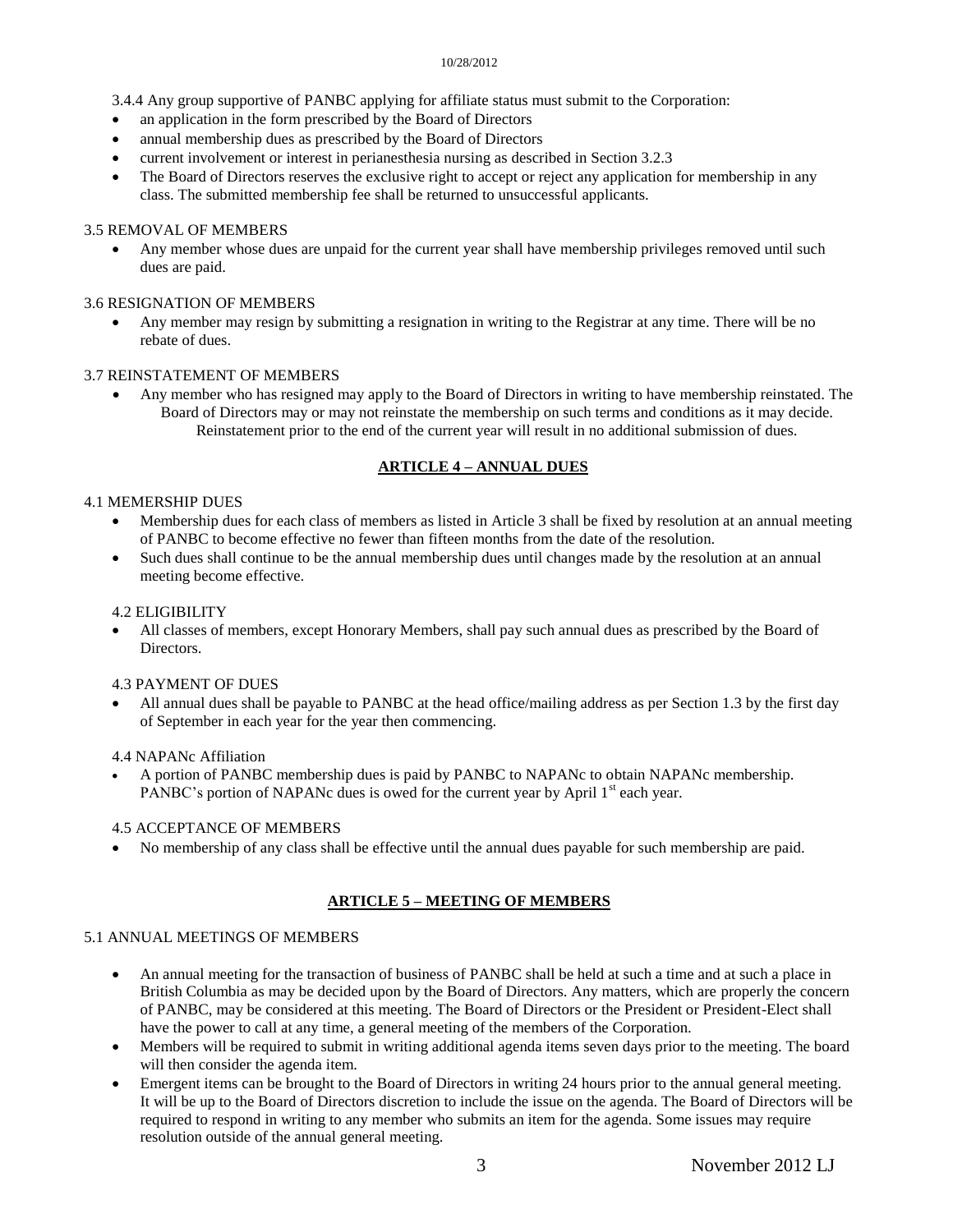3.4.4 Any group supportive of PANBC applying for affiliate status must submit to the Corporation:

- an application in the form prescribed by the Board of Directors
- annual membership dues as prescribed by the Board of Directors
- current involvement or interest in perianesthesia nursing as described in Section 3.2.3
- The Board of Directors reserves the exclusive right to accept or reject any application for membership in any class. The submitted membership fee shall be returned to unsuccessful applicants.

3.5 REMOVAL OF MEMBERS

- Any member whose dues are unpaid for the current year shall have membership privileges removed until such dues are paid.

3.6 RESIGNATION OF MEMBERS

- Any member may resign by submitting a resignation in writing to the Registrar at any time. There will be no rebate of dues.

3.7 REINSTATEMENT OF MEMBERS

- Any member who has resigned may apply to the Board of Directors in writing to have membership reinstated. The Board of Directors may or may not reinstate the membership on such terms and conditions as it may decide. Reinstatement prior to the end of the current year will result in no additional submission of dues.

## ARTICLE 4 – ANNUAL DUES

4.1 MEMERSHIP DUES

- Membership dues for each class of members as listed in Article 3 shall be fixed by resolution at an annual meeting of PANBC to become effective no fewer than fifteen months from the date of the resolution.
- Such dues shall continue to be the annual membership dues until changes made by the resolution at an annual meeting become effective.

4.2 ELIGIBILITY

- All classes of members, except Honorary Members, shall pay such annual dues as prescribed by the Board of Directors.

4.3 PAYMENT OF DUES

- All annual dues shall be payable to PANBC at the head office/mailing address as per Section 1.3 by the first day of September in each year for the year then commencing.

4.4 NAPANc Affiliation

- A portion of PANBC membership dues is paid by PANBC to NAPANc to obtain NAPANc membership. PANBC's portion of NAPANc dues is owed for the current year by April 1st each year.

4.5 ACCEPTANCE OF MEMBERS

- No membership of any class shall be effective until the annual dues payable for such membership are paid.

## ARTICLE 5 – MEETING OF MEMBERS

5.1 ANNUAL MEETINGS OF MEMBERS

- An annual meeting for the transaction of business of PANBC shall be held at such a time and at such a place in British Columbia as may be decided upon by the Board of Directors. Any matters, which are properly the concern of PANBC, may be considered at this meeting. The Board of Directors or the President or President-Elect shall have the power to call at any time, a general meeting of the members of the Corporation.
- Members will be required to submit in writing additional agenda items seven days prior to the meeting. The board will then consider the agenda item.
- Emergent items can be brought to the Board of Directors in writing 24 hours prior to the annual general meeting. It will be up to the Board of Directors discretion to include the issue on the agenda. The Board of Directors will be required to respond in writing to any member who submits an item for the agenda. Some issues may require resolution outside of the annual general meeting.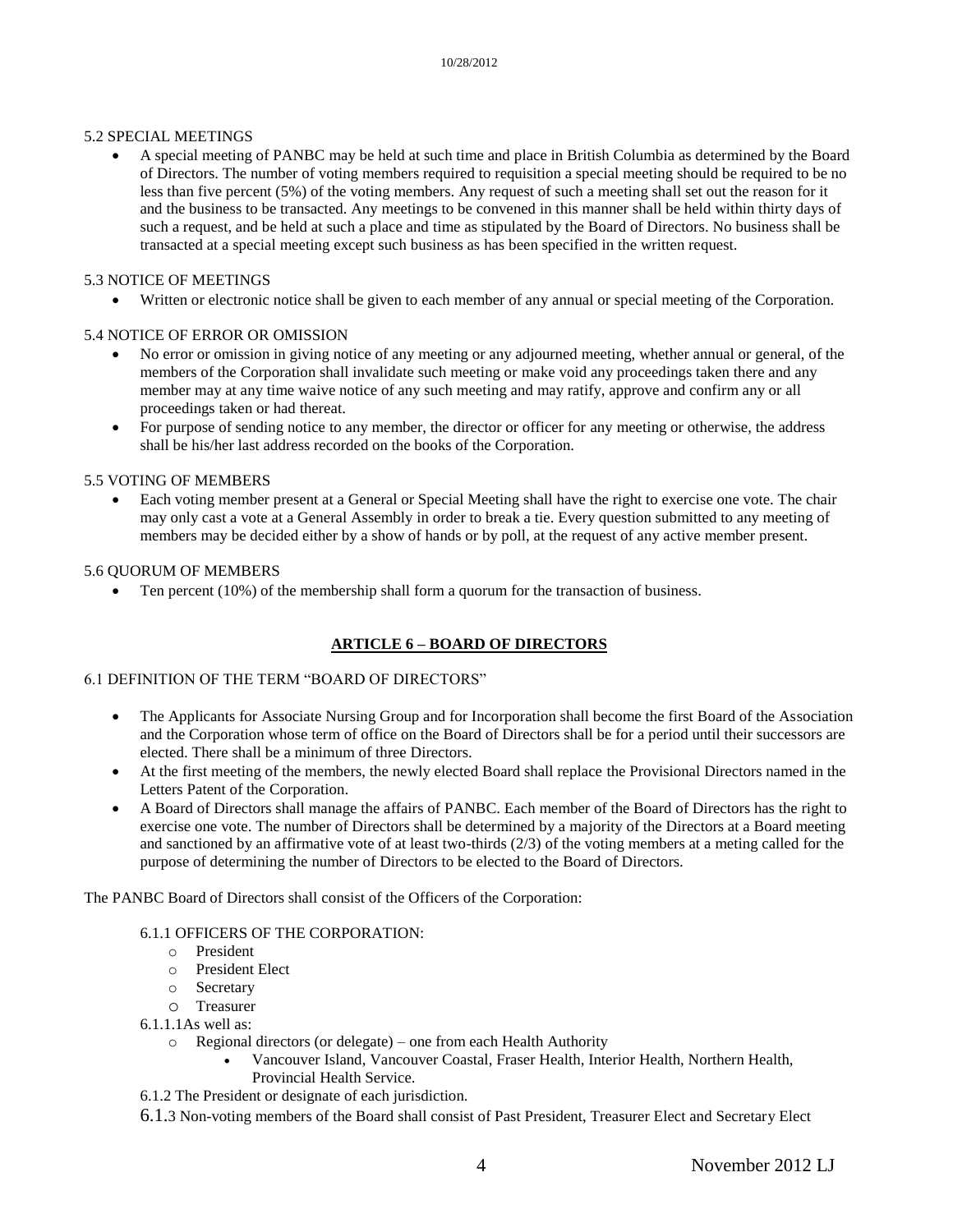5.2 SPECIAL MEETINGS

- A special meeting of PANBC may be held at such time and place in British Columbia as determined by the Board of Directors. The number of voting members required to requisition a special meeting should be required to be no less than five percent (5%) of the voting members. Any request of such a meeting shall set out the reason for it and the business to be transacted. Any meetings to be convened in this manner shall be held within thirty days of such a request, and be held at such a place and time as stipulated by the Board of Directors. No business shall be transacted at a special meeting except such business as has been specified in the written request.

5.3 NOTICE OF MEETINGS

- Written or electronic notice shall be given to each member of any annual or special meeting of the Corporation.

5.4 NOTICE OF ERROR OR OMISSION

- No error or omission in giving notice of any meeting or any adjourned meeting, whether annual or general, of the members of the Corporation shall invalidate such meeting or make void any proceedings taken there and any member may at any time waive notice of any such meeting and may ratify, approve and confirm any or all proceedings taken or had thereat.
- For purpose of sending notice to any member, the director or officer for any meeting or otherwise, the address shall be his/her last address recorded on the books of the Corporation.

5.5 VOTING OF MEMBERS

- Each voting member present at a General or Special Meeting shall have the right to exercise one vote. The chair may only cast a vote at a General Assembly in order to break a tie. Every question submitted to any meeting of members may be decided either by a show of hands or by poll, at the request of any active member present.

5.6 QUORUM OF MEMBERS

- Ten percent (10%) of the membership shall form a quorum for the transaction of business.

## ARTICLE 6 – BOARD OF DIRECTORS

6.1 DEFINITION OF THE TERM "BOARD OF DIRECTORS"

- The Applicants for Associate Nursing Group and for Incorporation shall become the first Board of the Association and the Corporation whose term of office on the Board of Directors shall be for a period until their successors are elected. There shall be a minimum of three Directors.
- At the first meeting of the members, the newly elected Board shall replace the Provisional Directors named in the Letters Patent of the Corporation.
- A Board of Directors shall manage the affairs of PANBC. Each member of the Board of Directors has the right to exercise one vote. The number of Directors shall be determined by a majority of the Directors at a Board meeting and sanctioned by an affirmative vote of at least two-thirds (2/3) of the voting members at a meting called for the purpose of determining the number of Directors to be elected to the Board of Directors.

The PANBC Board of Directors shall consist of the Officers of the Corporation:

6.1.1 OFFICERS OF THE CORPORATION:

- President
- President Elect
- Secretary
- Treasurer

6.1.1.1As well as:

- Regional directors (or delegate) – one from each Health Authority
  - Vancouver Island, Vancouver Coastal, Fraser Health, Interior Health, Northern Health, Provincial Health Service.

6.1.2 The President or designate of each jurisdiction.

6.1.3 Non-voting members of the Board shall consist of Past President, Treasurer Elect and Secretary Elect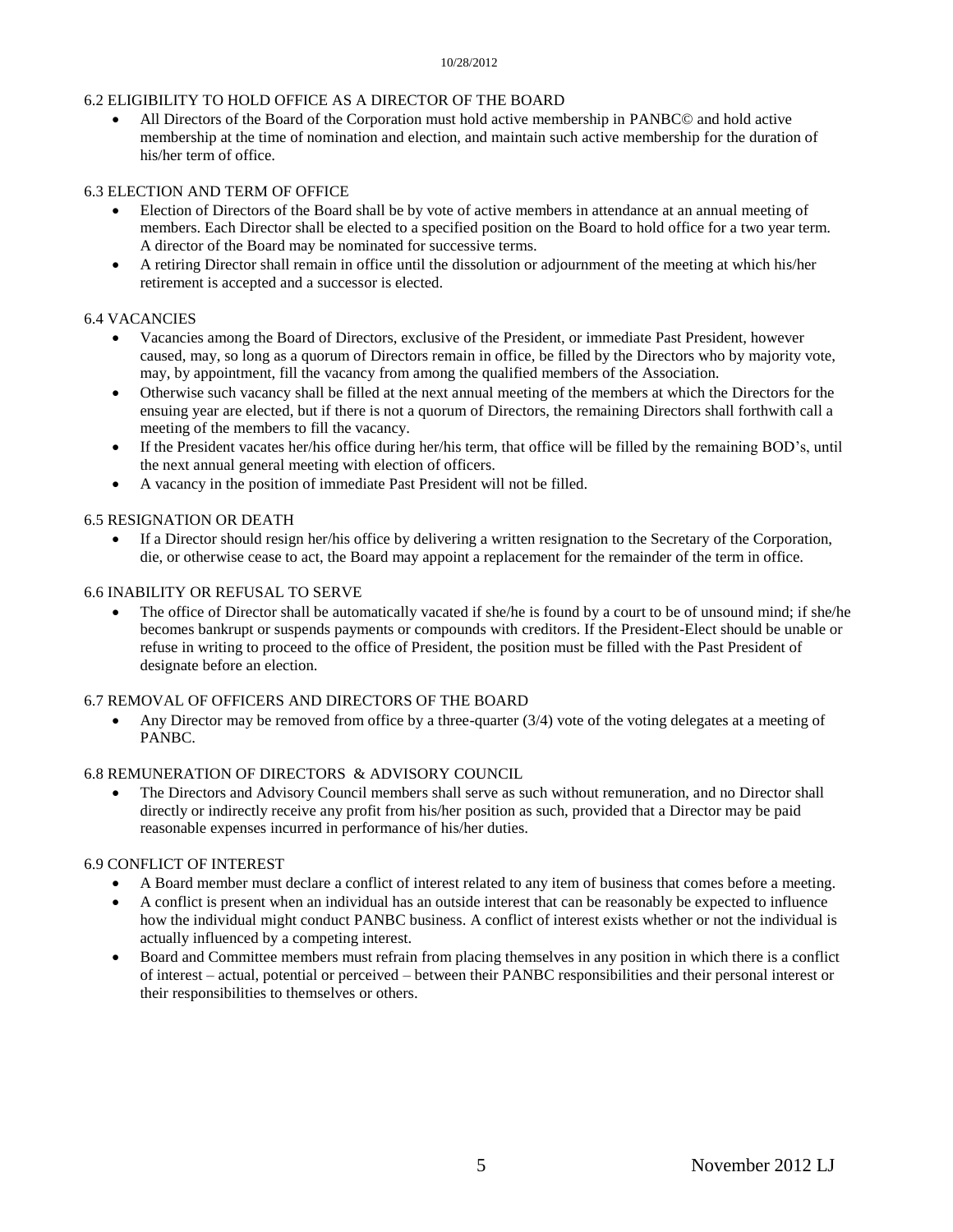## 6.2 ELIGIBILITY TO HOLD OFFICE AS A DIRECTOR OF THE BOARD

- All Directors of the Board of the Corporation must hold active membership in PANBC© and hold active membership at the time of nomination and election, and maintain such active membership for the duration of his/her term of office.

## 6.3 ELECTION AND TERM OF OFFICE

- Election of Directors of the Board shall be by vote of active members in attendance at an annual meeting of members. Each Director shall be elected to a specified position on the Board to hold office for a two year term. A director of the Board may be nominated for successive terms.
- A retiring Director shall remain in office until the dissolution or adjournment of the meeting at which his/her retirement is accepted and a successor is elected.

## 6.4 VACANCIES

- Vacancies among the Board of Directors, exclusive of the President, or immediate Past President, however caused, may, so long as a quorum of Directors remain in office, be filled by the Directors who by majority vote, may, by appointment, fill the vacancy from among the qualified members of the Association.
- Otherwise such vacancy shall be filled at the next annual meeting of the members at which the Directors for the ensuing year are elected, but if there is not a quorum of Directors, the remaining Directors shall forthwith call a meeting of the members to fill the vacancy.
- If the President vacates her/his office during her/his term, that office will be filled by the remaining BOD's, until the next annual general meeting with election of officers.
- A vacancy in the position of immediate Past President will not be filled.

## 6.5 RESIGNATION OR DEATH

- If a Director should resign her/his office by delivering a written resignation to the Secretary of the Corporation, die, or otherwise cease to act, the Board may appoint a replacement for the remainder of the term in office.

## 6.6 INABILITY OR REFUSAL TO SERVE

- The office of Director shall be automatically vacated if she/he is found by a court to be of unsound mind; if she/he becomes bankrupt or suspends payments or compounds with creditors. If the President-Elect should be unable or refuse in writing to proceed to the office of President, the position must be filled with the Past President of designate before an election.

## 6.7 REMOVAL OF OFFICERS AND DIRECTORS OF THE BOARD

- Any Director may be removed from office by a three-quarter (3/4) vote of the voting delegates at a meeting of PANBC.

## 6.8 REMUNERATION OF DIRECTORS & ADVISORY COUNCIL

- The Directors and Advisory Council members shall serve as such without remuneration, and no Director shall directly or indirectly receive any profit from his/her position as such, provided that a Director may be paid reasonable expenses incurred in performance of his/her duties.

## 6.9 CONFLICT OF INTEREST

- A Board member must declare a conflict of interest related to any item of business that comes before a meeting.
- A conflict is present when an individual has an outside interest that can be reasonably be expected to influence how the individual might conduct PANBC business. A conflict of interest exists whether or not the individual is actually influenced by a competing interest.
- Board and Committee members must refrain from placing themselves in any position in which there is a conflict of interest – actual, potential or perceived – between their PANBC responsibilities and their personal interest or their responsibilities to themselves or others.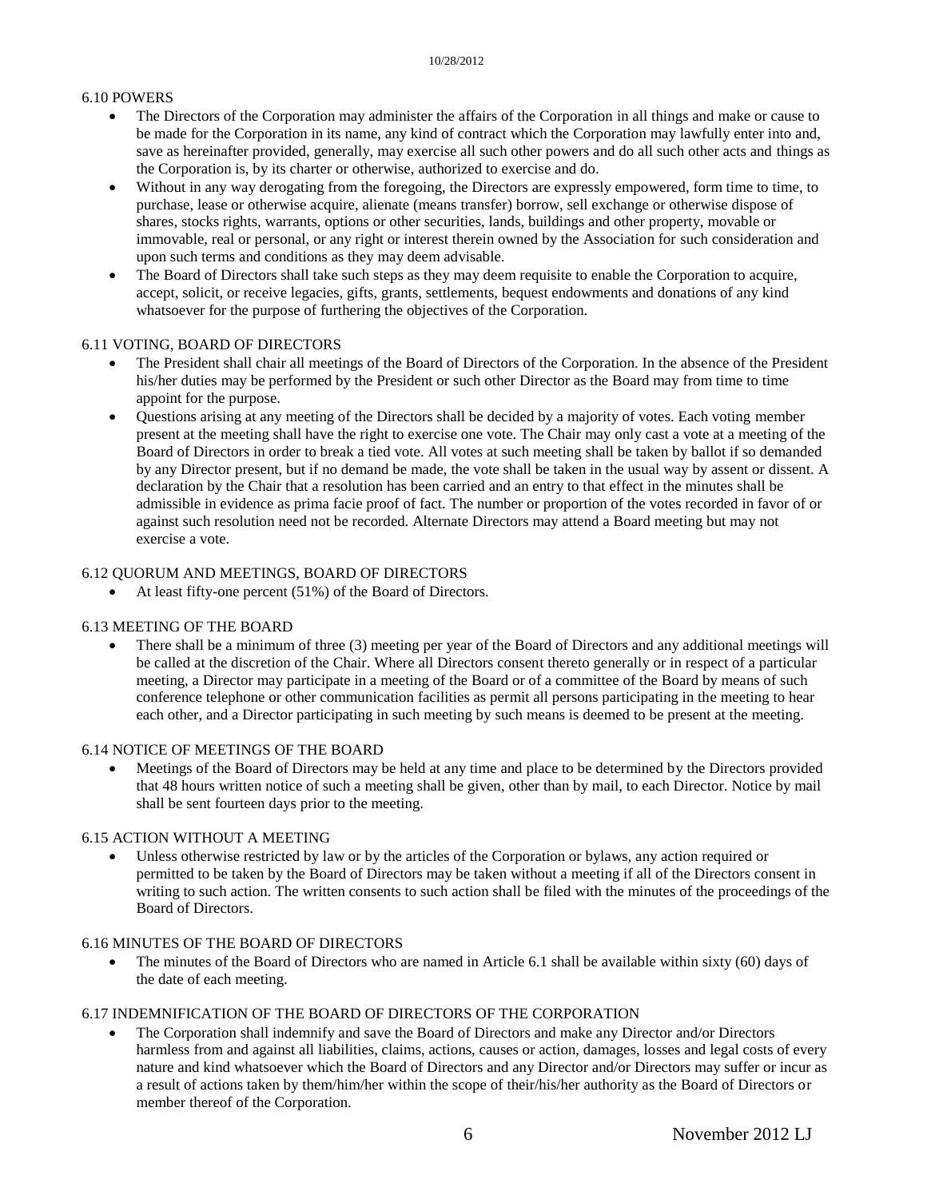6.10 POWERS

- The Directors of the Corporation may administer the affairs of the Corporation in all things and make or cause to be made for the Corporation in its name, any kind of contract which the Corporation may lawfully enter into and, save as hereinafter provided, generally, may exercise all such other powers and do all such other acts and things as the Corporation is, by its charter or otherwise, authorized to exercise and do.
- Without in any way derogating from the foregoing, the Directors are expressly empowered, form time to time, to purchase, lease or otherwise acquire, alienate (means transfer) borrow, sell exchange or otherwise dispose of shares, stocks rights, warrants, options or other securities, lands, buildings and other property, movable or immovable, real or personal, or any right or interest therein owned by the Association for such consideration and upon such terms and conditions as they may deem advisable.
- The Board of Directors shall take such steps as they may deem requisite to enable the Corporation to acquire, accept, solicit, or receive legacies, gifts, grants, settlements, bequest endowments and donations of any kind whatsoever for the purpose of furthering the objectives of the Corporation.

6.11 VOTING, BOARD OF DIRECTORS

- The President shall chair all meetings of the Board of Directors of the Corporation. In the absence of the President his/her duties may be performed by the President or such other Director as the Board may from time to time appoint for the purpose.
- Questions arising at any meeting of the Directors shall be decided by a majority of votes. Each voting member present at the meeting shall have the right to exercise one vote. The Chair may only cast a vote at a meeting of the Board of Directors in order to break a tied vote. All votes at such meeting shall be taken by ballot if so demanded by any Director present, but if no demand be made, the vote shall be taken in the usual way by assent or dissent. A declaration by the Chair that a resolution has been carried and an entry to that effect in the minutes shall be admissible in evidence as prima facie proof of fact. The number or proportion of the votes recorded in favor of or against such resolution need not be recorded. Alternate Directors may attend a Board meeting but may not exercise a vote.

6.12 QUORUM AND MEETINGS, BOARD OF DIRECTORS

- At least fifty-one percent (51%) of the Board of Directors.

6.13 MEETING OF THE BOARD

- There shall be a minimum of three (3) meeting per year of the Board of Directors and any additional meetings will be called at the discretion of the Chair. Where all Directors consent thereto generally or in respect of a particular meeting, a Director may participate in a meeting of the Board or of a committee of the Board by means of such conference telephone or other communication facilities as permit all persons participating in the meeting to hear each other, and a Director participating in such meeting by such means is deemed to be present at the meeting.

6.14 NOTICE OF MEETINGS OF THE BOARD

- Meetings of the Board of Directors may be held at any time and place to be determined by the Directors provided that 48 hours written notice of such a meeting shall be given, other than by mail, to each Director. Notice by mail shall be sent fourteen days prior to the meeting.

6.15 ACTION WITHOUT A MEETING

- Unless otherwise restricted by law or by the articles of the Corporation or bylaws, any action required or permitted to be taken by the Board of Directors may be taken without a meeting if all of the Directors consent in writing to such action. The written consents to such action shall be filed with the minutes of the proceedings of the Board of Directors.

6.16 MINUTES OF THE BOARD OF DIRECTORS

- The minutes of the Board of Directors who are named in Article 6.1 shall be available within sixty (60) days of the date of each meeting.

6.17 INDEMNIFICATION OF THE BOARD OF DIRECTORS OF THE CORPORATION

- The Corporation shall indemnify and save the Board of Directors and make any Director and/or Directors harmless from and against all liabilities, claims, actions, causes or action, damages, losses and legal costs of every nature and kind whatsoever which the Board of Directors and any Director and/or Directors may suffer or incur as a result of actions taken by them/him/her within the scope of their/his/her authority as the Board of Directors or member thereof of the Corporation.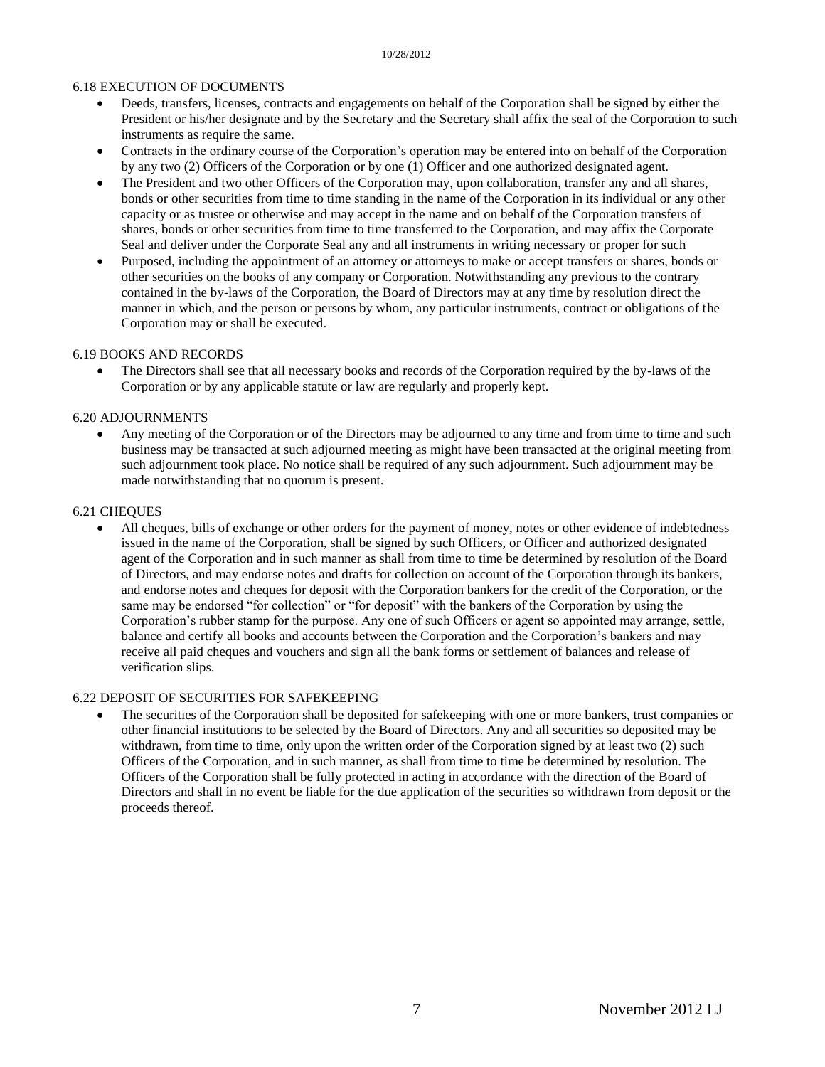### 6.18 EXECUTION OF DOCUMENTS

- Deeds, transfers, licenses, contracts and engagements on behalf of the Corporation shall be signed by either the President or his/her designate and by the Secretary and the Secretary shall affix the seal of the Corporation to such instruments as require the same.
- Contracts in the ordinary course of the Corporation's operation may be entered into on behalf of the Corporation by any two (2) Officers of the Corporation or by one (1) Officer and one authorized designated agent.
- The President and two other Officers of the Corporation may, upon collaboration, transfer any and all shares, bonds or other securities from time to time standing in the name of the Corporation in its individual or any other capacity or as trustee or otherwise and may accept in the name and on behalf of the Corporation transfers of shares, bonds or other securities from time to time transferred to the Corporation, and may affix the Corporate Seal and deliver under the Corporate Seal any and all instruments in writing necessary or proper for such
- Purposed, including the appointment of an attorney or attorneys to make or accept transfers or shares, bonds or other securities on the books of any company or Corporation. Notwithstanding any previous to the contrary contained in the by-laws of the Corporation, the Board of Directors may at any time by resolution direct the manner in which, and the person or persons by whom, any particular instruments, contract or obligations of the Corporation may or shall be executed.

### 6.19 BOOKS AND RECORDS

- The Directors shall see that all necessary books and records of the Corporation required by the by-laws of the Corporation or by any applicable statute or law are regularly and properly kept.

### 6.20 ADJOURNMENTS

- Any meeting of the Corporation or of the Directors may be adjourned to any time and from time to time and such business may be transacted at such adjourned meeting as might have been transacted at the original meeting from such adjournment took place. No notice shall be required of any such adjournment. Such adjournment may be made notwithstanding that no quorum is present.

### 6.21 CHEQUES

- All cheques, bills of exchange or other orders for the payment of money, notes or other evidence of indebtedness issued in the name of the Corporation, shall be signed by such Officers, or Officer and authorized designated agent of the Corporation and in such manner as shall from time to time be determined by resolution of the Board of Directors, and may endorse notes and drafts for collection on account of the Corporation through its bankers, and endorse notes and cheques for deposit with the Corporation bankers for the credit of the Corporation, or the same may be endorsed "for collection" or "for deposit" with the bankers of the Corporation by using the Corporation's rubber stamp for the purpose. Any one of such Officers or agent so appointed may arrange, settle, balance and certify all books and accounts between the Corporation and the Corporation's bankers and may receive all paid cheques and vouchers and sign all the bank forms or settlement of balances and release of verification slips.

### 6.22 DEPOSIT OF SECURITIES FOR SAFEKEEPING

- The securities of the Corporation shall be deposited for safekeeping with one or more bankers, trust companies or other financial institutions to be selected by the Board of Directors. Any and all securities so deposited may be withdrawn, from time to time, only upon the written order of the Corporation signed by at least two (2) such Officers of the Corporation, and in such manner, as shall from time to time be determined by resolution. The Officers of the Corporation shall be fully protected in acting in accordance with the direction of the Board of Directors and shall in no event be liable for the due application of the securities so withdrawn from deposit or the proceeds thereof.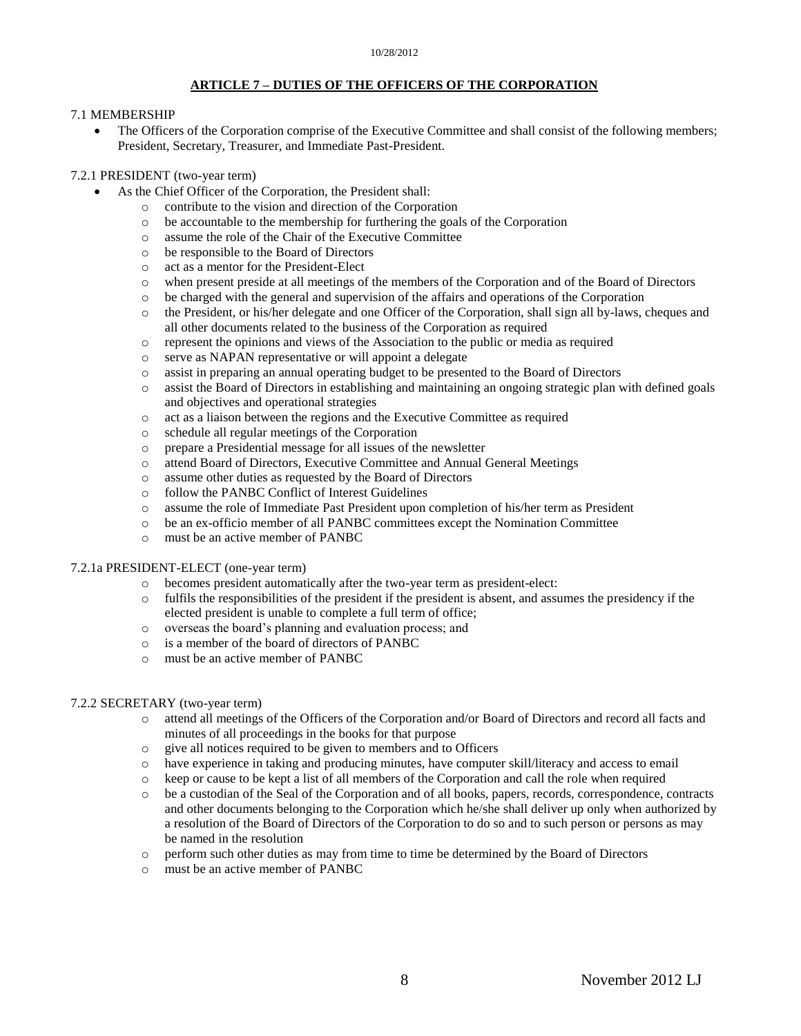## ARTICLE 7 – DUTIES OF THE OFFICERS OF THE CORPORATION

7.1 MEMBERSHIP

- The Officers of the Corporation comprise of the Executive Committee and shall consist of the following members; President, Secretary, Treasurer, and Immediate Past-President.

7.2.1 PRESIDENT (two-year term)

- As the Chief Officer of the Corporation, the President shall:
  - contribute to the vision and direction of the Corporation
  - be accountable to the membership for furthering the goals of the Corporation
  - assume the role of the Chair of the Executive Committee
  - be responsible to the Board of Directors
  - act as a mentor for the President-Elect
  - when present preside at all meetings of the members of the Corporation and of the Board of Directors
  - be charged with the general and supervision of the affairs and operations of the Corporation
  - the President, or his/her delegate and one Officer of the Corporation, shall sign all by-laws, cheques and all other documents related to the business of the Corporation as required
  - represent the opinions and views of the Association to the public or media as required
  - serve as NAPAN representative or will appoint a delegate
  - assist in preparing an annual operating budget to be presented to the Board of Directors
  - assist the Board of Directors in establishing and maintaining an ongoing strategic plan with defined goals and objectives and operational strategies
  - act as a liaison between the regions and the Executive Committee as required
  - schedule all regular meetings of the Corporation
  - prepare a Presidential message for all issues of the newsletter
  - attend Board of Directors, Executive Committee and Annual General Meetings
  - assume other duties as requested by the Board of Directors
  - follow the PANBC Conflict of Interest Guidelines
  - assume the role of Immediate Past President upon completion of his/her term as President
  - be an ex-officio member of all PANBC committees except the Nomination Committee
  - must be an active member of PANBC

7.2.1a PRESIDENT-ELECT (one-year term)

- becomes president automatically after the two-year term as president-elect:
- fulfils the responsibilities of the president if the president is absent, and assumes the presidency if the elected president is unable to complete a full term of office;
- overseas the board's planning and evaluation process; and
- is a member of the board of directors of PANBC
- must be an active member of PANBC

7.2.2 SECRETARY (two-year term)

- attend all meetings of the Officers of the Corporation and/or Board of Directors and record all facts and minutes of all proceedings in the books for that purpose
- give all notices required to be given to members and to Officers
- have experience in taking and producing minutes, have computer skill/literacy and access to email
- keep or cause to be kept a list of all members of the Corporation and call the role when required
- be a custodian of the Seal of the Corporation and of all books, papers, records, correspondence, contracts and other documents belonging to the Corporation which he/she shall deliver up only when authorized by a resolution of the Board of Directors of the Corporation to do so and to such person or persons as may be named in the resolution
- perform such other duties as may from time to time be determined by the Board of Directors
- must be an active member of PANBC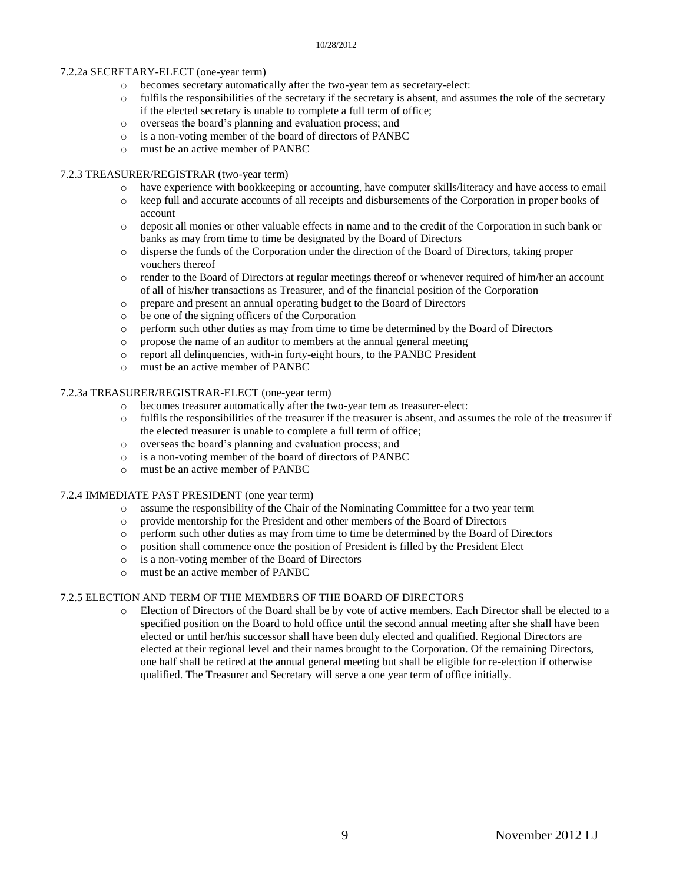7.2.2a SECRETARY-ELECT (one-year term)

- becomes secretary automatically after the two-year tem as secretary-elect:
- fulfils the responsibilities of the secretary if the secretary is absent, and assumes the role of the secretary if the elected secretary is unable to complete a full term of office;
- overseas the board's planning and evaluation process; and
- is a non-voting member of the board of directors of PANBC
- must be an active member of PANBC

7.2.3 TREASURER/REGISTRAR (two-year term)

- have experience with bookkeeping or accounting, have computer skills/literacy and have access to email
- keep full and accurate accounts of all receipts and disbursements of the Corporation in proper books of account
- deposit all monies or other valuable effects in name and to the credit of the Corporation in such bank or banks as may from time to time be designated by the Board of Directors
- disperse the funds of the Corporation under the direction of the Board of Directors, taking proper vouchers thereof
- render to the Board of Directors at regular meetings thereof or whenever required of him/her an account of all of his/her transactions as Treasurer, and of the financial position of the Corporation
- prepare and present an annual operating budget to the Board of Directors
- be one of the signing officers of the Corporation
- perform such other duties as may from time to time be determined by the Board of Directors
- propose the name of an auditor to members at the annual general meeting
- report all delinquencies, with-in forty-eight hours, to the PANBC President
- must be an active member of PANBC

7.2.3a TREASURER/REGISTRAR-ELECT (one-year term)

- becomes treasurer automatically after the two-year tem as treasurer-elect:
- fulfils the responsibilities of the treasurer if the treasurer is absent, and assumes the role of the treasurer if the elected treasurer is unable to complete a full term of office;
- overseas the board's planning and evaluation process; and
- is a non-voting member of the board of directors of PANBC
- must be an active member of PANBC

7.2.4 IMMEDIATE PAST PRESIDENT (one year term)

- assume the responsibility of the Chair of the Nominating Committee for a two year term
- provide mentorship for the President and other members of the Board of Directors
- perform such other duties as may from time to time be determined by the Board of Directors
- position shall commence once the position of President is filled by the President Elect
- is a non-voting member of the Board of Directors
- must be an active member of PANBC

7.2.5 ELECTION AND TERM OF THE MEMBERS OF THE BOARD OF DIRECTORS

- Election of Directors of the Board shall be by vote of active members. Each Director shall be elected to a specified position on the Board to hold office until the second annual meeting after she shall have been elected or until her/his successor shall have been duly elected and qualified. Regional Directors are elected at their regional level and their names brought to the Corporation. Of the remaining Directors, one half shall be retired at the annual general meeting but shall be eligible for re-election if otherwise qualified. The Treasurer and Secretary will serve a one year term of office initially.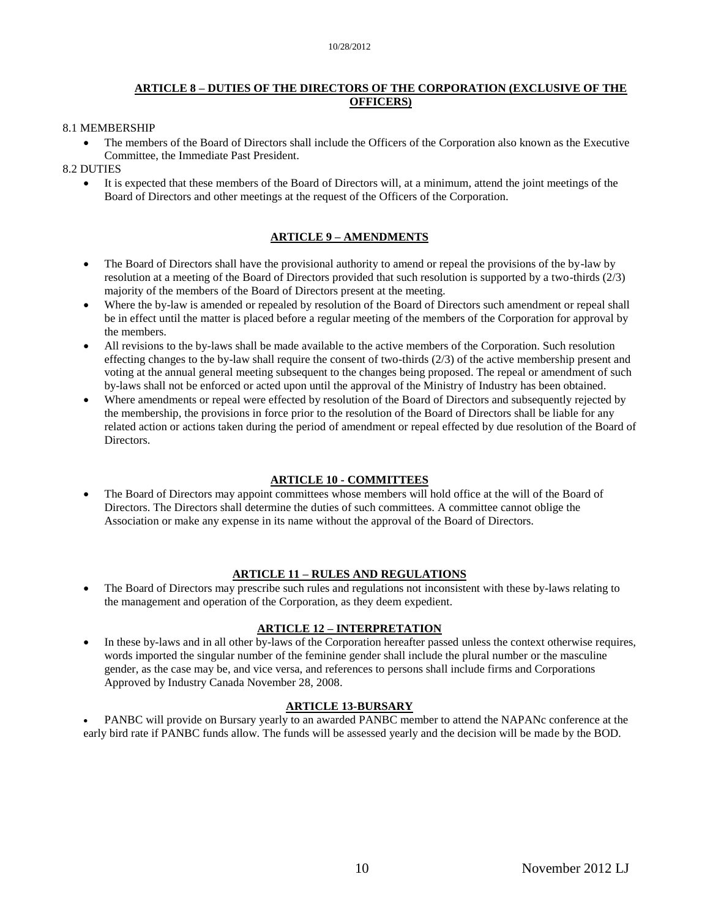## ARTICLE 8 – DUTIES OF THE DIRECTORS OF THE CORPORATION (EXCLUSIVE OF THE OFFICERS)

8.1 MEMBERSHIP

- The members of the Board of Directors shall include the Officers of the Corporation also known as the Executive Committee, the Immediate Past President.

8.2 DUTIES

- It is expected that these members of the Board of Directors will, at a minimum, attend the joint meetings of the Board of Directors and other meetings at the request of the Officers of the Corporation.

## ARTICLE 9 – AMENDMENTS

- The Board of Directors shall have the provisional authority to amend or repeal the provisions of the by-law by resolution at a meeting of the Board of Directors provided that such resolution is supported by a two-thirds (2/3) majority of the members of the Board of Directors present at the meeting.
- Where the by-law is amended or repealed by resolution of the Board of Directors such amendment or repeal shall be in effect until the matter is placed before a regular meeting of the members of the Corporation for approval by the members.
- All revisions to the by-laws shall be made available to the active members of the Corporation. Such resolution effecting changes to the by-law shall require the consent of two-thirds (2/3) of the active membership present and voting at the annual general meeting subsequent to the changes being proposed. The repeal or amendment of such by-laws shall not be enforced or acted upon until the approval of the Ministry of Industry has been obtained.
- Where amendments or repeal were effected by resolution of the Board of Directors and subsequently rejected by the membership, the provisions in force prior to the resolution of the Board of Directors shall be liable for any related action or actions taken during the period of amendment or repeal effected by due resolution of the Board of Directors.

## ARTICLE 10 - COMMITTEES

- The Board of Directors may appoint committees whose members will hold office at the will of the Board of Directors. The Directors shall determine the duties of such committees. A committee cannot oblige the Association or make any expense in its name without the approval of the Board of Directors.

## ARTICLE 11 – RULES AND REGULATIONS

- The Board of Directors may prescribe such rules and regulations not inconsistent with these by-laws relating to the management and operation of the Corporation, as they deem expedient.

## ARTICLE 12 – INTERPRETATION

- In these by-laws and in all other by-laws of the Corporation hereafter passed unless the context otherwise requires, words imported the singular number of the feminine gender shall include the plural number or the masculine gender, as the case may be, and vice versa, and references to persons shall include firms and Corporations Approved by Industry Canada November 28, 2008.

## ARTICLE 13-BURSARY

- PANBC will provide on Bursary yearly to an awarded PANBC member to attend the NAPANc conference at the early bird rate if PANBC funds allow. The funds will be assessed yearly and the decision will be made by the BOD.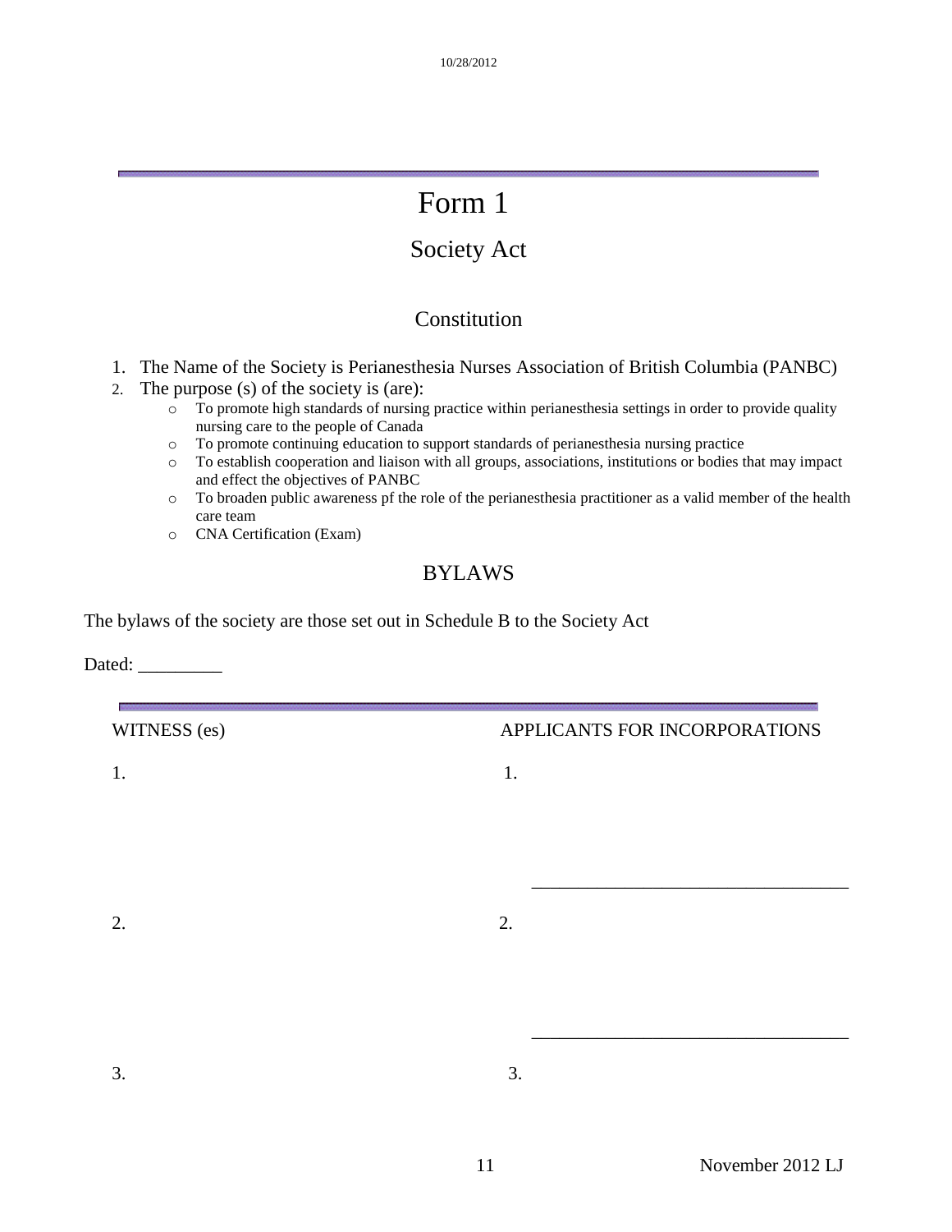# Form 1

## Society Act

### Constitution

1. The Name of the Society is Perianesthesia Nurses Association of British Columbia (PANBC)
2. The purpose (s) of the society is (are):
   - To promote high standards of nursing practice within perianesthesia settings in order to provide quality nursing care to the people of Canada
   - To promote continuing education to support standards of perianesthesia nursing practice
   - To establish cooperation and liaison with all groups, associations, institutions or bodies that may impact and effect the objectives of PANBC
   - To broaden public awareness pf the role of the perianesthesia practitioner as a valid member of the health care team
   - CNA Certification (Exam)

### BYLAWS

The bylaws of the society are those set out in Schedule B to the Society Act

Dated: _________

| WITNESS (es) | APPLICANTS FOR INCORPORATIONS |
|---|---|
| 1. | 1. ___________________________________ |
| 2. | 2. ___________________________________ |
| 3. | 3. |